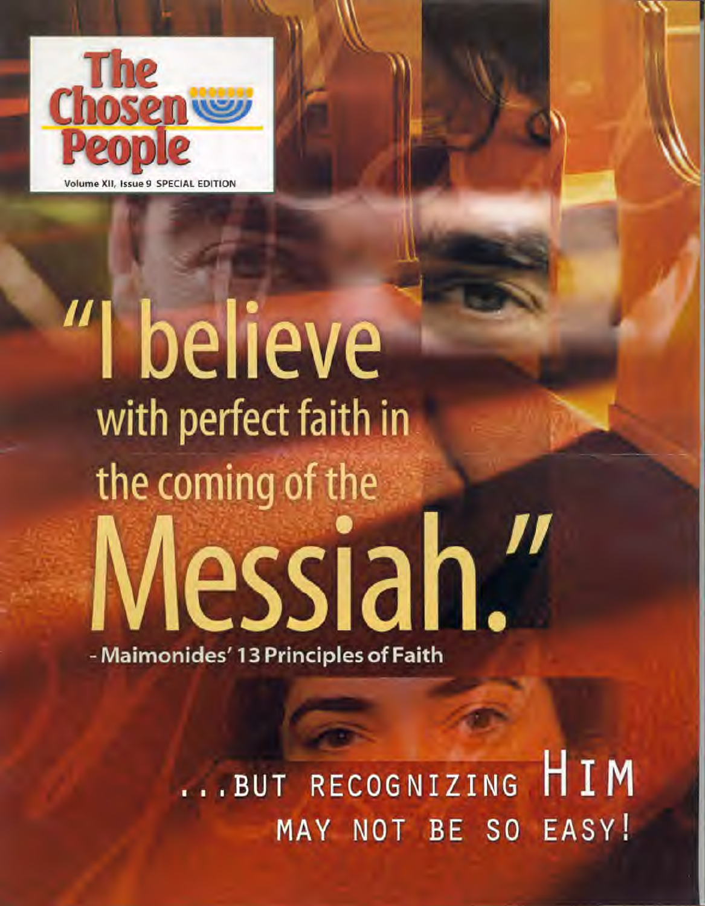# The Chosen People

Volume XII, Issue 9 SPECIAL EDITION

# "I believe with perfect faith in the coming of the Messiah."

- Maimonides' 13 Principles of Faith

## ...BUT RECOGNIZING HIM MAY NOT BE SO EASY!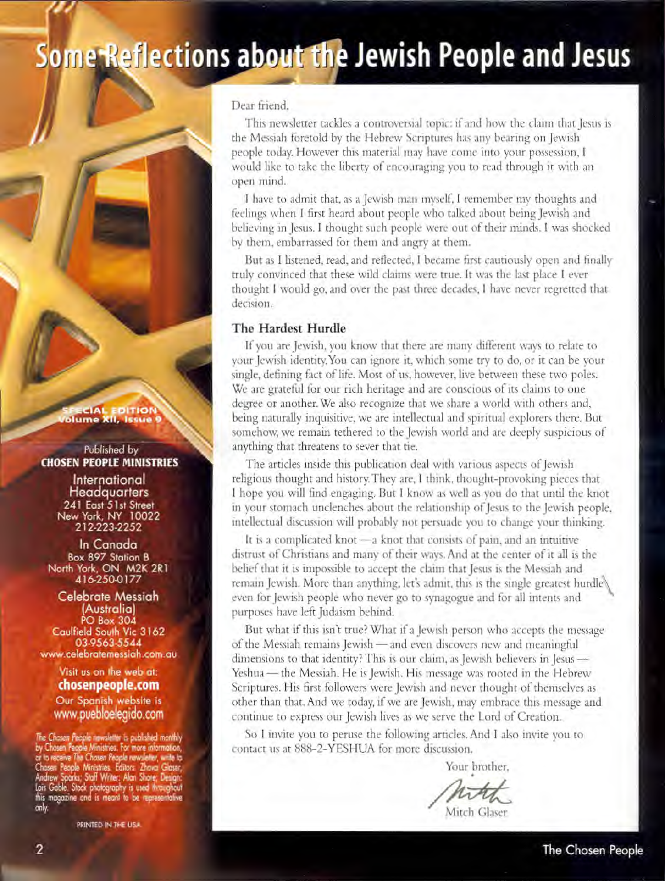# Some Reflections about the Jewish People and Jesus

SPECIAL EDITION
Volume XII, Issue 9

Published by
**CHOSEN PEOPLE MINISTRIES**

International Headquarters
241 East 51st Street
New York, NY 10022
212-223-2252

In Canada
Box 897 Station B
North York, ON M2K 2R1
416-250-0177

Celebrate Messiah (Australia)
PO Box 304
Caulfield South Vic 3162
03-9563-5544
www.celebratemessiah.com.au

Visit us on the web at:
**chosenpeople.com**
Our Spanish website is
www.puebloelegido.com

The Chosen People newsletter is published monthly by Chosen People Ministries. For more information, or to receive *The Chosen People* newsletter, write to Chosen People Ministries. Editors: Zhava Glaser, Andrew Sparks; Staff Writer: Alan Shore; Design: Lois Gable. Stock photography is used throughout this magazine and is meant to be representative only.

PRINTED IN THE USA

Dear friend,

This newsletter tackles a controversial topic: if and how the claim that Jesus is the Messiah foretold by the Hebrew Scriptures has any bearing on Jewish people today. However this material may have come into your possession, I would like to take the liberty of encouraging you to read through it with an open mind.

I have to admit that, as a Jewish man myself, I remember my thoughts and feelings when I first heard about people who talked about being Jewish and believing in Jesus. I thought such people were out of their minds. I was shocked by them, embarrassed for them and angry at them.

But as I listened, read, and reflected, I became first cautiously open and finally truly convinced that these wild claims were true. It was the last place I ever thought I would go, and over the past three decades, I have never regretted that decision.

### The Hardest Hurdle

If you are Jewish, you know that there are many different ways to relate to your Jewish identity. You can ignore it, which some try to do, or it can be your single, defining fact of life. Most of us, however, live between these two poles. We are grateful for our rich heritage and are conscious of its claims to one degree or another. We also recognize that we share a world with others and, being naturally inquisitive, we are intellectual and spiritual explorers there. But somehow, we remain tethered to the Jewish world and are deeply suspicious of anything that threatens to sever that tie.

The articles inside this publication deal with various aspects of Jewish religious thought and history. They are, I think, thought-provoking pieces that I hope you will find engaging. But I know as well as you do that until the knot in your stomach unclenches about the relationship of Jesus to the Jewish people, intellectual discussion will probably not persuade you to change your thinking.

It is a complicated knot — a knot that consists of pain, and an intuitive distrust of Christians and many of their ways. And at the center of it all is the belief that it is impossible to accept the claim that Jesus is the Messiah and remain Jewish. More than anything, let's admit, this is the single greatest hurdle even for Jewish people who never go to synagogue and for all intents and purposes have left Judaism behind.

But what if this isn't true? What if a Jewish person who accepts the message of the Messiah remains Jewish — and even discovers new and meaningful dimensions to that identity? This is our claim, as Jewish believers in Jesus — Yeshua — the Messiah. He is Jewish. His message was rooted in the Hebrew Scriptures. His first followers were Jewish and never thought of themselves as other than that. And we today, if we are Jewish, may embrace this message and continue to express our Jewish lives as we serve the Lord of Creation.

So I invite you to peruse the following articles. And I also invite you to contact us at 888-2-YESHUA for more discussion.

Your brother,

Mitch

Mitch Glaser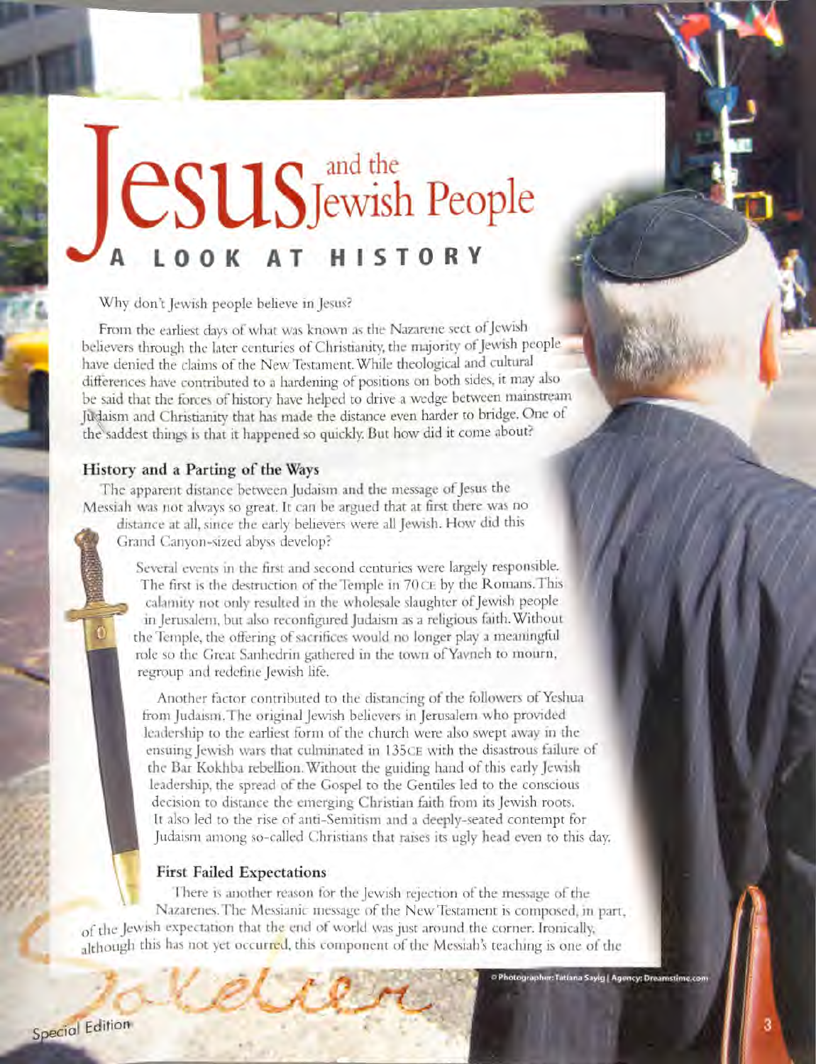# Jesus and the Jewish People

## A LOOK AT HISTORY

Why don't Jewish people believe in Jesus?

From the earliest days of what was known as the Nazarene sect of Jewish believers through the later centuries of Christianity, the majority of Jewish people have denied the claims of the New Testament. While theological and cultural differences have contributed to a hardening of positions on both sides, it may also be said that the forces of history have helped to drive a wedge between mainstream Judaism and Christianity that has made the distance even harder to bridge. One of the saddest things is that it happened so quickly. But how did it come about?

### History and a Parting of the Ways

The apparent distance between Judaism and the message of Jesus the Messiah was not always so great. It can be argued that at first there was no distance at all, since the early believers were all Jewish. How did this Grand Canyon-sized abyss develop?

Several events in the first and second centuries were largely responsible. The first is the destruction of the Temple in 70 CE by the Romans. This calamity not only resulted in the wholesale slaughter of Jewish people in Jerusalem, but also reconfigured Judaism as a religious faith. Without the Temple, the offering of sacrifices would no longer play a meaningful role so the Great Sanhedrin gathered in the town of Yavneh to mourn, regroup and redefine Jewish life.

Another factor contributed to the distancing of the followers of Yeshua from Judaism. The original Jewish believers in Jerusalem who provided leadership to the earliest form of the church were also swept away in the ensuing Jewish wars that culminated in 135 CE with the disastrous failure of the Bar Kokhba rebellion. Without the guiding hand of this early Jewish leadership, the spread of the Gospel to the Gentiles led to the conscious decision to distance the emerging Christian faith from its Jewish roots. It also led to the rise of anti-Semitism and a deeply-seated contempt for Judaism among so-called Christians that raises its ugly head even to this day.

### First Failed Expectations

There is another reason for the Jewish rejection of the message of the Nazarenes. The Messianic message of the New Testament is composed, in part, of the Jewish expectation that the end of world was just around the corner. Ironically, although this has not yet occurred, this component of the Messiah's teaching is one of the

© Photographer: Tatiana Sayig | Agency: Dreamstime.com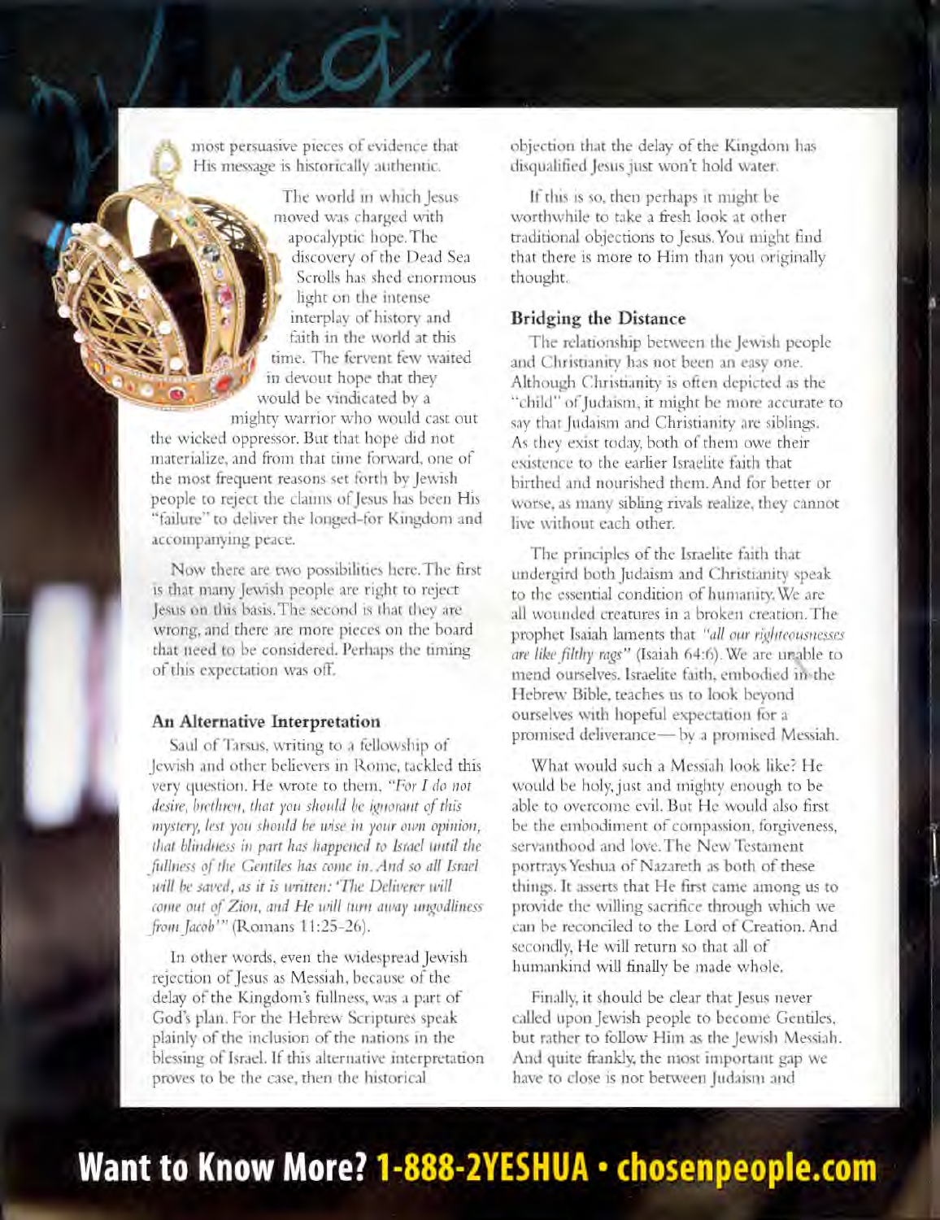most persuasive pieces of evidence that His message is historically authentic.

The world in which Jesus moved was charged with apocalyptic hope. The discovery of the Dead Sea Scrolls has shed enormous light on the intense interplay of history and faith in the world at this time. The fervent few waited in devout hope that they would be vindicated by a mighty warrior who would cast out the wicked oppressor. But that hope did not materialize, and from that time forward, one of the most frequent reasons set forth by Jewish people to reject the claims of Jesus has been His "failure" to deliver the longed-for Kingdom and accompanying peace.

Now there are two possibilities here. The first is that many Jewish people are right to reject Jesus on this basis. The second is that they are wrong, and there are more pieces on the board that need to be considered. Perhaps the timing of this expectation was off.

### An Alternative Interpretation

Saul of Tarsus, writing to a fellowship of Jewish and other believers in Rome, tackled this very question. He wrote to them, *"For I do not desire, brethren, that you should be ignorant of this mystery, lest you should be wise in your own opinion, that blindness in part has happened to Israel until the fullness of the Gentiles has come in. And so all Israel will be saved, as it is written: 'The Deliverer will come out of Zion, and He will turn away ungodliness from Jacob'"* (Romans 11:25-26).

In other words, even the widespread Jewish rejection of Jesus as Messiah, because of the delay of the Kingdom's fullness, was a part of God's plan. For the Hebrew Scriptures speak plainly of the inclusion of the nations in the blessing of Israel. If this alternative interpretation proves to be the case, then the historical objection that the delay of the Kingdom has disqualified Jesus just won't hold water.

If this is so, then perhaps it might be worthwhile to take a fresh look at other traditional objections to Jesus. You might find that there is more to Him than you originally thought.

### Bridging the Distance

The relationship between the Jewish people and Christianity has not been an easy one. Although Christianity is often depicted as the "child" of Judaism, it might be more accurate to say that Judaism and Christianity are siblings. As they exist today, both of them owe their existence to the earlier Israelite faith that birthed and nourished them. And for better or worse, as many sibling rivals realize, they cannot live without each other.

The principles of the Israelite faith that undergird both Judaism and Christianity speak to the essential condition of humanity. We are all wounded creatures in a broken creation. The prophet Isaiah laments that *"all our righteousnesses are like filthy rags"* (Isaiah 64:6). We are unable to mend ourselves. Israelite faith, embodied in the Hebrew Bible, teaches us to look beyond ourselves with hopeful expectation for a promised deliverance— by a promised Messiah.

What would such a Messiah look like? He would be holy, just and mighty enough to be able to overcome evil. But He would also first be the embodiment of compassion, forgiveness, servanthood and love. The New Testament portrays Yeshua of Nazareth as both of these things. It asserts that He first came among us to provide the willing sacrifice through which we can be reconciled to the Lord of Creation. And secondly, He will return so that all of humankind will finally be made whole.

Finally, it should be clear that Jesus never called upon Jewish people to become Gentiles, but rather to follow Him as the Jewish Messiah. And quite frankly, the most important gap we have to close is not between Judaism and

**Want to Know More? 1-888-2YESHUA • chosenpeople.com**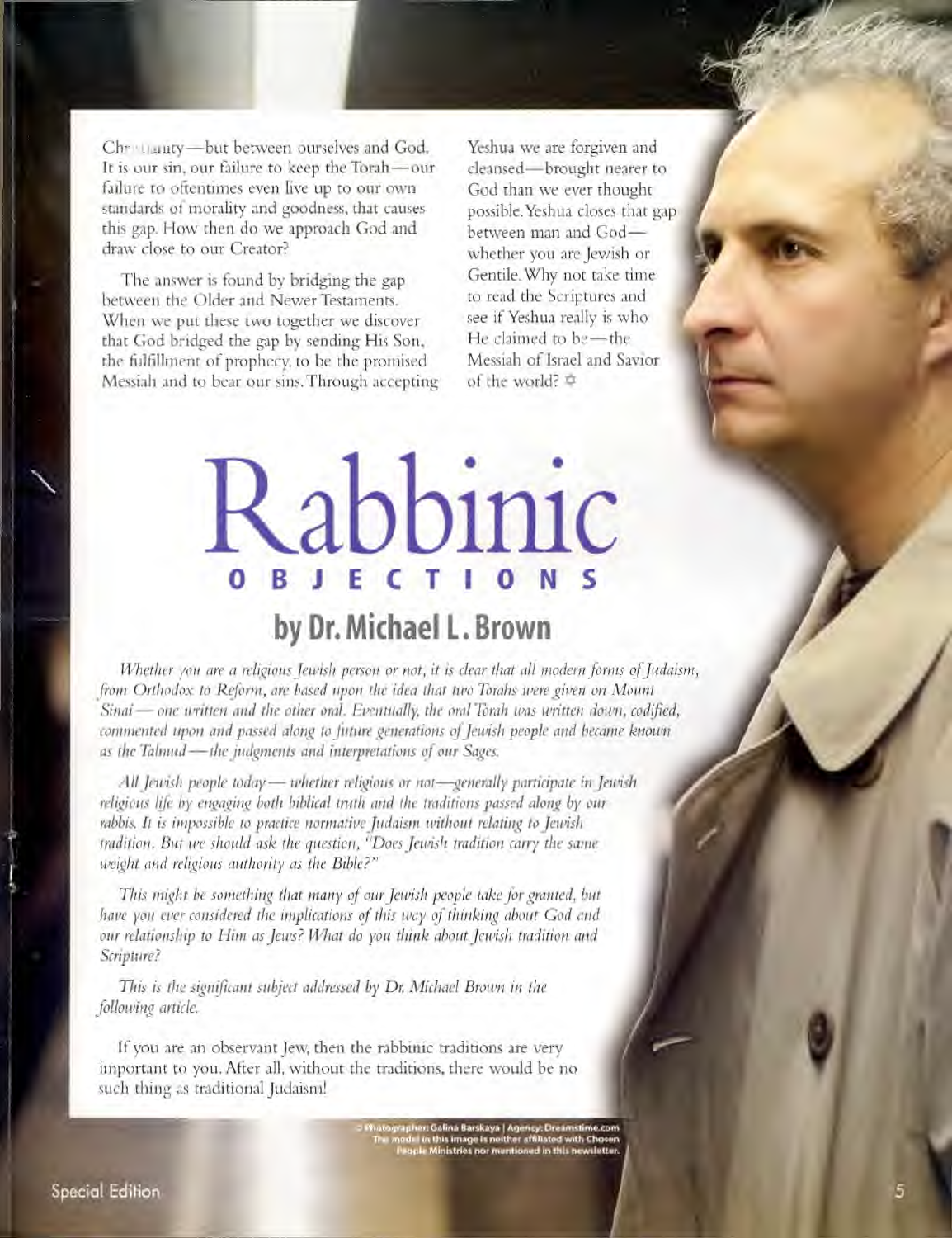Christianity—but between ourselves and God. It is our sin, our failure to keep the Torah—our failure to oftentimes even live up to our own standards of morality and goodness, that causes this gap. How then do we approach God and draw close to our Creator?

The answer is found by bridging the gap between the Older and Newer Testaments. When we put these two together we discover that God bridged the gap by sending His Son, the fulfillment of prophecy, to be the promised Messiah and to bear our sins. Through accepting Yeshua we are forgiven and cleansed—brought nearer to God than we ever thought possible. Yeshua closes that gap between man and God—whether you are Jewish or Gentile. Why not take time to read the Scriptures and see if Yeshua really is who He claimed to be—the Messiah of Israel and Savior of the world? ✡

# Rabbinic OBJECTIONS

## by Dr. Michael L. Brown

*Whether you are a religious Jewish person or not, it is clear that all modern forms of Judaism, from Orthodox to Reform, are based upon the idea that two Torahs were given on Mount Sinai — one written and the other oral. Eventually, the oral Torah was written down, codified, commented upon and passed along to future generations of Jewish people and became known as the Talmud — the judgments and interpretations of our Sages.*

*All Jewish people today — whether religious or not — generally participate in Jewish religious life by engaging both biblical truth and the traditions passed along by our rabbis. It is impossible to practice normative Judaism without relating to Jewish tradition. But we should ask the question, "Does Jewish tradition carry the same weight and religious authority as the Bible?"*

*This might be something that many of our Jewish people take for granted, but have you ever considered the implications of this way of thinking about God and our relationship to Him as Jews? What do you think about Jewish tradition and Scripture?*

*This is the significant subject addressed by Dr. Michael Brown in the following article.*

If you are an observant Jew, then the rabbinic traditions are very important to you. After all, without the traditions, there would be no such thing as traditional Judaism!

© Photographer: Galina Barskaya | Agency: Dreamstime.com
The model in this image is neither affiliated with Chosen People Ministries nor mentioned in this newsletter.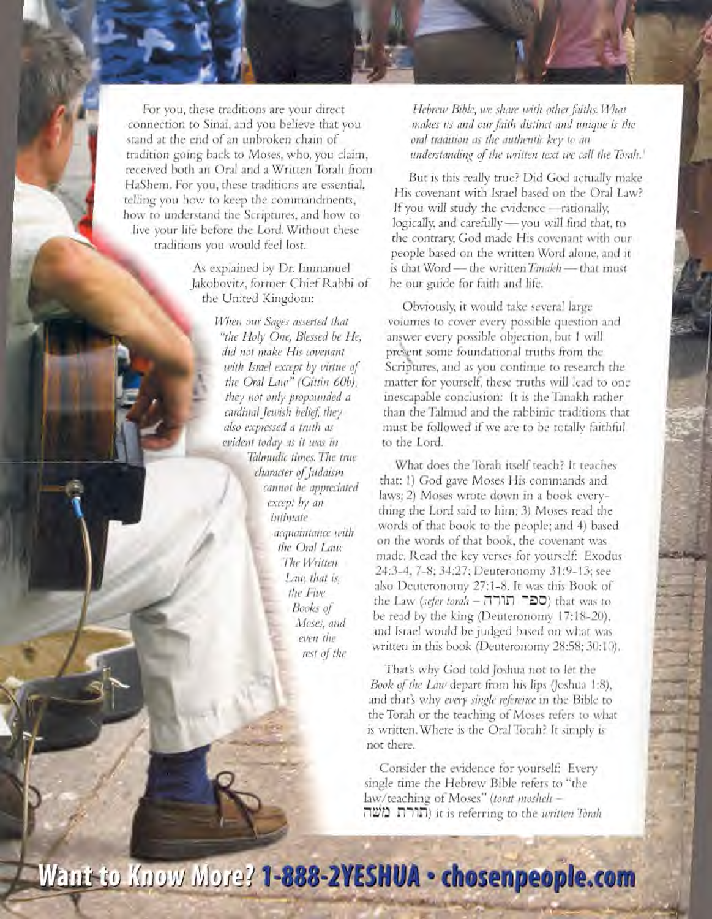For you, these traditions are your direct connection to Sinai, and you believe that you stand at the end of an unbroken chain of tradition going back to Moses, who, you claim, received both an Oral and a Written Torah from HaShem. For you, these traditions are essential, telling you how to keep the commandments, how to understand the Scriptures, and how to live your life before the Lord. Without these traditions you would feel lost.

As explained by Dr. Immanuel Jakobovitz, former Chief Rabbi of the United Kingdom:

> *When our Sages asserted that "the Holy One, Blessed be He, did not make His covenant with Israel except by virtue of the Oral Law" (Gittin 60b), they not only propounded a cardinal Jewish belief, they also expressed a truth as evident today as it was in Talmudic times. The true character of Judaism cannot be appreciated except by an intimate acquaintance with the Oral Law. The Written Law, that is, the Five Books of Moses, and even the rest of the Hebrew Bible, we share with other faiths. What makes us and our faith distinct and unique is the oral tradition as the authentic key to an understanding of the written text we call the Torah.*[1]

But is this really true? Did God actually make His covenant with Israel based on the Oral Law? If you will study the evidence — rationally, logically, and carefully — you will find that, to the contrary, God made His covenant with our people based on the written Word alone, and it is that Word — the written *Tanakh* — that must be our guide for faith and life.

Obviously, it would take several large volumes to cover every possible question and answer every possible objection, but I will present some foundational truths from the Scriptures, and as you continue to research the matter for yourself, these truths will lead to one inescapable conclusion: It is the Tanakh rather than the Talmud and the rabbinic traditions that must be followed if we are to be totally faithful to the Lord.

What does the Torah itself teach? It teaches that: 1) God gave Moses His commands and laws; 2) Moses wrote down in a book everything the Lord said to him; 3) Moses read the words of that book to the people; and 4) based on the words of that book, the covenant was made. Read the key verses for yourself: Exodus 24:3-4, 7-8; 34:27; Deuteronomy 31:9-13; see also Deuteronomy 27:1-8. It was this Book of the Law (*sefer torah* – ספר תורה) that was to be read by the king (Deuteronomy 17:18-20), and Israel would be judged based on what was written in this book (Deuteronomy 28:58; 30:10).

That's why God told Joshua not to let the *Book of the Law* depart from his lips (Joshua 1:8), and that's why *every single reference* in the Bible to the Torah or the teaching of Moses refers to what is written. Where is the Oral Torah? It simply is not there.

Consider the evidence for yourself: Every single time the Hebrew Bible refers to "the law/teaching of Moses" (*torat mosheh* – תורת משה) it is referring to the *written Torah*

**Want to Know More? 1-888-2YESHUA • chosenpeople.com**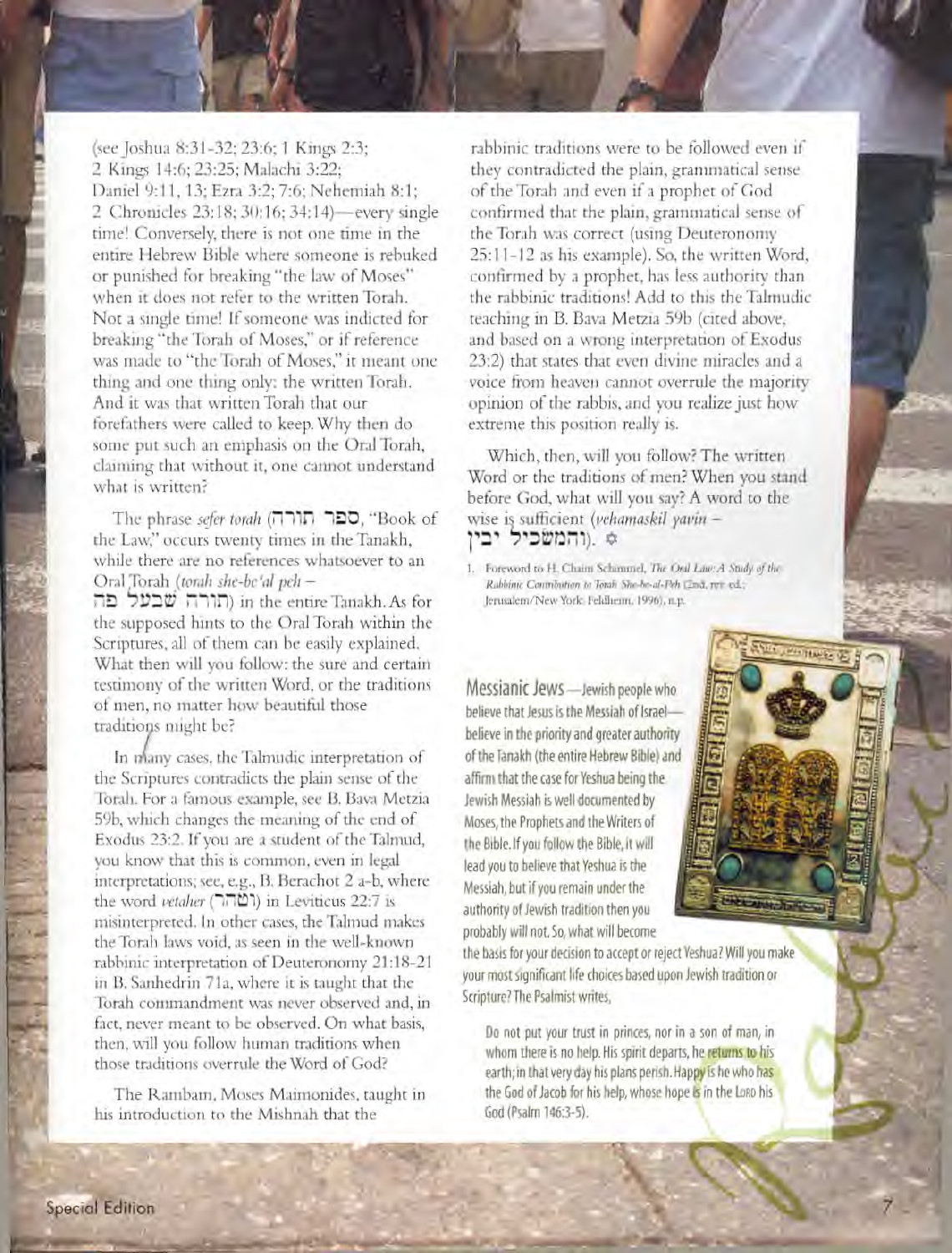(see Joshua 8:31-32; 23:6; 1 Kings 2:3; 2 Kings 14:6; 23:25; Malachi 3:22; Daniel 9:11, 13; Ezra 3:2; 7:6; Nehemiah 8:1; 2 Chronicles 23:18; 30:16; 34:14)—every single time! Conversely, there is not one time in the entire Hebrew Bible where someone is rebuked or punished for breaking "the law of Moses" when it does not refer to the written Torah. Not a single time! If someone was indicted for breaking "the Torah of Moses," or if reference was made to "the Torah of Moses," it meant one thing and one thing only: the written Torah. And it was that written Torah that our forefathers were called to keep. Why then do some put such an emphasis on the Oral Torah, claiming that without it, one cannot understand what is written?

The phrase *sefer torah* (ספר תורה, "Book of the Law," occurs twenty times in the Tanakh, while there are no references whatsoever to an Oral Torah (*torah she-be'al peh* – תורה שבעל פה) in the entire Tanakh. As for the supposed hints to the Oral Torah within the Scriptures, all of them can be easily explained. What then will you follow: the sure and certain testimony of the written Word, or the traditions of men, no matter how beautiful those traditions might be?

In many cases, the Talmudic interpretation of the Scriptures contradicts the plain sense of the Torah. For a famous example, see B. Bava Metzia 59b, which changes the meaning of the end of Exodus 23:2. If you are a student of the Talmud, you know that this is common, even in legal interpretations; see, e.g., B. Berachot 2 a-b, where the word *vetaher* (וטהר) in Leviticus 22:7 is misinterpreted. In other cases, the Talmud makes the Torah laws void, as seen in the well-known rabbinic interpretation of Deuteronomy 21:18-21 in B. Sanhedrin 71a, where it is taught that the Torah commandment was never observed and, in fact, never meant to be observed. On what basis, then, will you follow human traditions when those traditions overrule the Word of God?

The Rambam, Moses Maimonides, taught in his introduction to the Mishnah that the rabbinic traditions were to be followed even if they contradicted the plain, grammatical sense of the Torah and even if a prophet of God confirmed that the plain, grammatical sense of the Torah was correct (using Deuteronomy 25:11-12 as his example). So, the written Word, confirmed by a prophet, has less authority than the rabbinic traditions! Add to this the Talmudic teaching in B. Bava Metzia 59b (cited above, and based on a wrong interpretation of Exodus 23:2) that states that even divine miracles and a voice from heaven cannot overrule the majority opinion of the rabbis, and you realize just how extreme this position really is.

Which, then, will you follow? The written Word or the traditions of men? When you stand before God, what will you say? A word to the wise is sufficient (*vehamaskil yavin* – והמשכיל יבין).

1. Foreword to H. Chaim Schimmel, *The Oral Law: A Study of the Rabbinic Contribution to Torah She-be-al-Peh* (2nd, rev. ed.; Jerusalem/New York: Feldheim, 1996), n.p.

**Messianic Jews**—Jewish people who believe that Jesus is the Messiah of Israel—believe in the priority and greater authority of the Tanakh (the entire Hebrew Bible) and affirm that the case for Yeshua being the Jewish Messiah is well documented by Moses, the Prophets and the Writers of the Bible. If you follow the Bible, it will lead you to believe that Yeshua is the Messiah, but if you remain under the authority of Jewish tradition then you probably will not. So, what will become the basis for your decision to accept or reject Yeshua? Will you make your most significant life choices based upon Jewish tradition or Scripture? The Psalmist writes,

> Do not put your trust in princes, nor in a son of man, in whom there is no help. His spirit departs, he returns to his earth; in that very day his plans perish. Happy is he who has the God of Jacob for his help, whose hope is in the LORD his God (Psalm 146:3-5).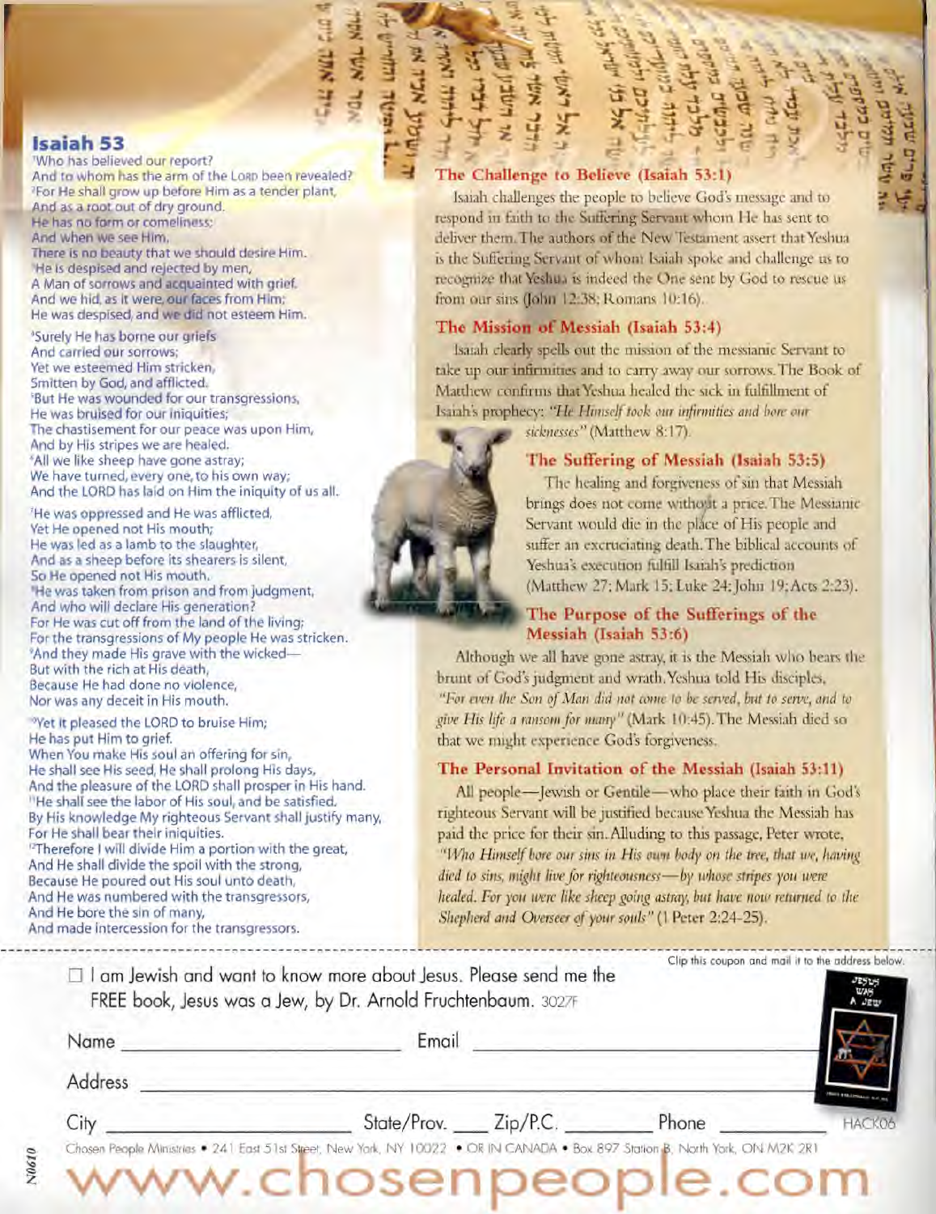## Isaiah 53

[1]Who has believed our report?
And to whom has the arm of the LORD been revealed?
[2]For He shall grow up before Him as a tender plant,
And as a root out of dry ground.
He has no form or comeliness;
And when we see Him,
There is no beauty that we should desire Him.
[3]He is despised and rejected by men,
A Man of sorrows and acquainted with grief.
And we hid, as it were, our faces from Him;
He was despised, and we did not esteem Him.

[4]Surely He has borne our griefs
And carried our sorrows;
Yet we esteemed Him stricken,
Smitten by God, and afflicted.
[5]But He was wounded for our transgressions,
He was bruised for our iniquities;
The chastisement for our peace was upon Him,
And by His stripes we are healed.
[6]All we like sheep have gone astray;
We have turned, every one, to his own way;
And the LORD has laid on Him the iniquity of us all.

[7]He was oppressed and He was afflicted,
Yet He opened not His mouth;
He was led as a lamb to the slaughter,
And as a sheep before its shearers is silent,
So He opened not His mouth.
[8]He was taken from prison and from judgment,
And who will declare His generation?
For He was cut off from the land of the living;
For the transgressions of My people He was stricken.
[9]And they made His grave with the wicked—
But with the rich at His death,
Because He had done no violence,
Nor was any deceit in His mouth.

[10]Yet it pleased the LORD to bruise Him;
He has put Him to grief.
When You make His soul an offering for sin,
He shall see His seed, He shall prolong His days,
And the pleasure of the LORD shall prosper in His hand.
[11]He shall see the labor of His soul, and be satisfied.
By His knowledge My righteous Servant shall justify many,
For He shall bear their iniquities.
[12]Therefore I will divide Him a portion with the great,
And He shall divide the spoil with the strong,
Because He poured out His soul unto death,
And He was numbered with the transgressors,
And He bore the sin of many,
And made intercession for the transgressors.

### The Challenge to Believe (Isaiah 53:1)

Isaiah challenges the people to believe God's message and to respond in faith to the Suffering Servant whom He has sent to deliver them. The authors of the New Testament assert that Yeshua is the Suffering Servant of whom Isaiah spoke and challenge us to recognize that Yeshua is indeed the One sent by God to rescue us from our sins (John 12:38; Romans 10:16).

### The Mission of Messiah (Isaiah 53:4)

Isaiah clearly spells out the mission of the messianic Servant to take up our infirmities and to carry away our sorrows. The Book of Matthew confirms that Yeshua healed the sick in fulfillment of Isaiah's prophecy: *"He Himself took our infirmities and bore our sicknesses"* (Matthew 8:17).

### The Suffering of Messiah (Isaiah 53:5)

The healing and forgiveness of sin that Messiah brings does not come without a price. The Messianic Servant would die in the place of His people and suffer an excruciating death. The biblical accounts of Yeshua's execution fulfill Isaiah's prediction (Matthew 27; Mark 15; Luke 24; John 19; Acts 2:23).

### The Purpose of the Sufferings of the Messiah (Isaiah 53:6)

Although we all have gone astray, it is the Messiah who bears the brunt of God's judgment and wrath. Yeshua told His disciples, *"For even the Son of Man did not come to be served, but to serve, and to give His life a ransom for many"* (Mark 10:45). The Messiah died so that we might experience God's forgiveness.

### The Personal Invitation of the Messiah (Isaiah 53:11)

All people—Jewish or Gentile—who place their faith in God's righteous Servant will be justified because Yeshua the Messiah has paid the price for their sin. Alluding to this passage, Peter wrote, *"Who Himself bore our sins in His own body on the tree, that we, having died to sins, might live for righteousness—by whose stripes you were healed. For you were like sheep going astray, but have now returned to the Shepherd and Overseer of your souls"* (1 Peter 2:24-25).

---

Clip this coupon and mail it to the address below.

☐ I am Jewish and want to know more about Jesus. Please send me the FREE book, Jesus was a Jew, by Dr. Arnold Fruchtenbaum. 3027F

Name ______________ Email ______________

Address ______________

City ______________ State/Prov. ____ Zip/P.C. ________ Phone __________

HACK06

Chosen People Ministries • 241 East 51st Street, New York, NY 10022 • OR IN CANADA • Box 897 Station B, North York, ON M2K 2R1

www.chosenpeople.com

N0610